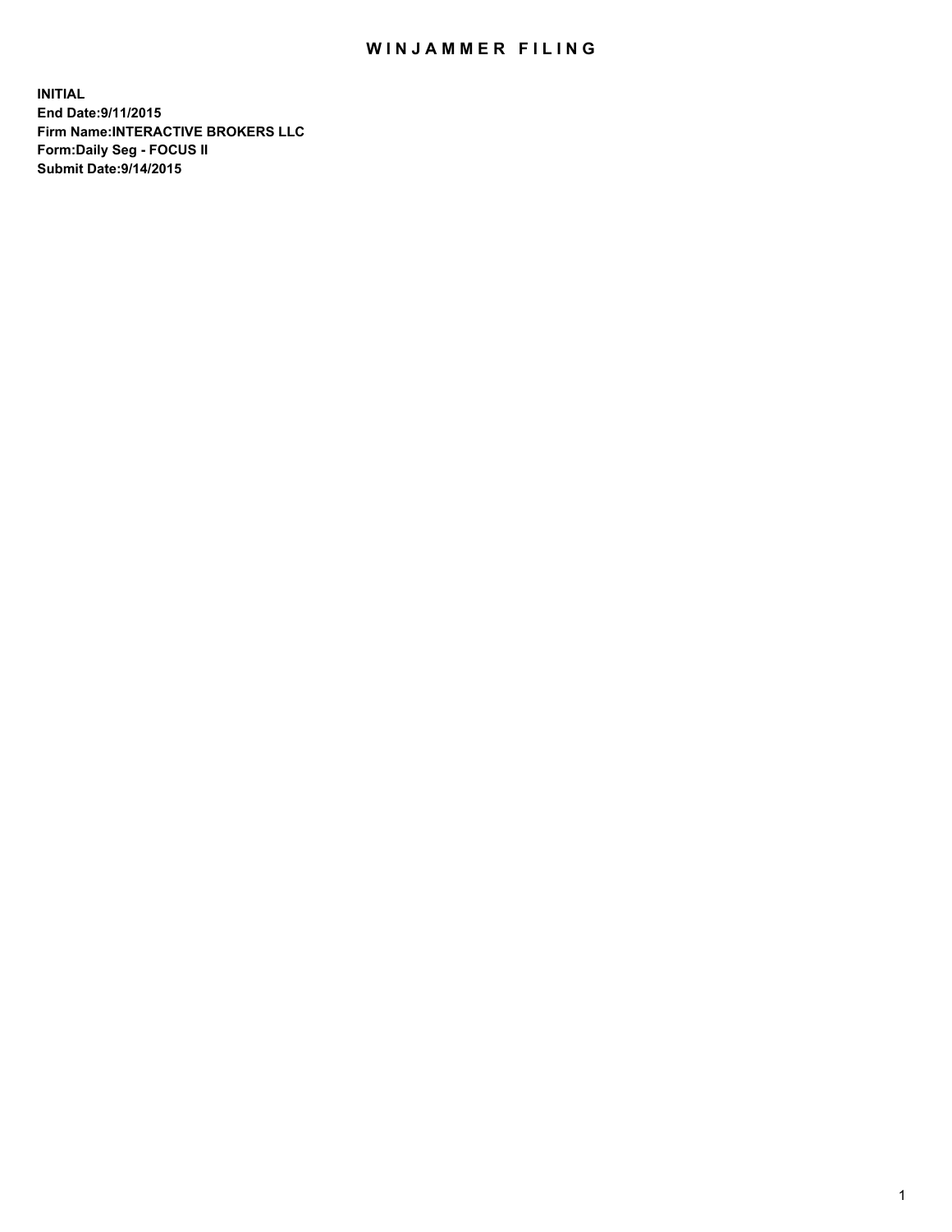# WINJAMMER FILING

**INITIAL**
**End Date:9/11/2015**
**Firm Name:INTERACTIVE BROKERS LLC**
**Form:Daily Seg - FOCUS II**
**Submit Date:9/14/2015**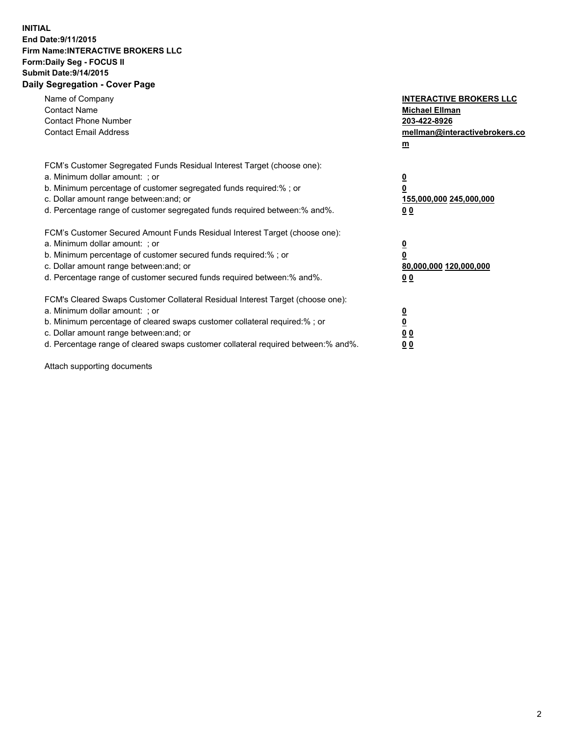**INITIAL**
**End Date:9/11/2015**
**Firm Name:INTERACTIVE BROKERS LLC**
**Form:Daily Seg - FOCUS II**
**Submit Date:9/14/2015**

## Daily Segregation - Cover Page

| | |
|---|---|
| Name of Company | **INTERACTIVE BROKERS LLC** |
| Contact Name | **Michael Ellman** |
| Contact Phone Number | **203-422-8926** |
| Contact Email Address | **mellman@interactivebrokers.com** |

FCM's Customer Segregated Funds Residual Interest Target (choose one):

| | |
|---|---|
| a. Minimum dollar amount: ; or | **0** |
| b. Minimum percentage of customer segregated funds required:% ; or | **0** |
| c. Dollar amount range between:and; or | **155,000,000 245,000,000** |
| d. Percentage range of customer segregated funds required between:% and%. | **0 0** |

FCM's Customer Secured Amount Funds Residual Interest Target (choose one):

| | |
|---|---|
| a. Minimum dollar amount: ; or | **0** |
| b. Minimum percentage of customer secured funds required:% ; or | **0** |
| c. Dollar amount range between:and; or | **80,000,000 120,000,000** |
| d. Percentage range of customer secured funds required between:% and%. | **0 0** |

FCM's Cleared Swaps Customer Collateral Residual Interest Target (choose one):

| | |
|---|---|
| a. Minimum dollar amount: ; or | **0** |
| b. Minimum percentage of cleared swaps customer collateral required:% ; or | **0** |
| c. Dollar amount range between:and; or | **0 0** |
| d. Percentage range of cleared swaps customer collateral required between:% and%. | **0 0** |

Attach supporting documents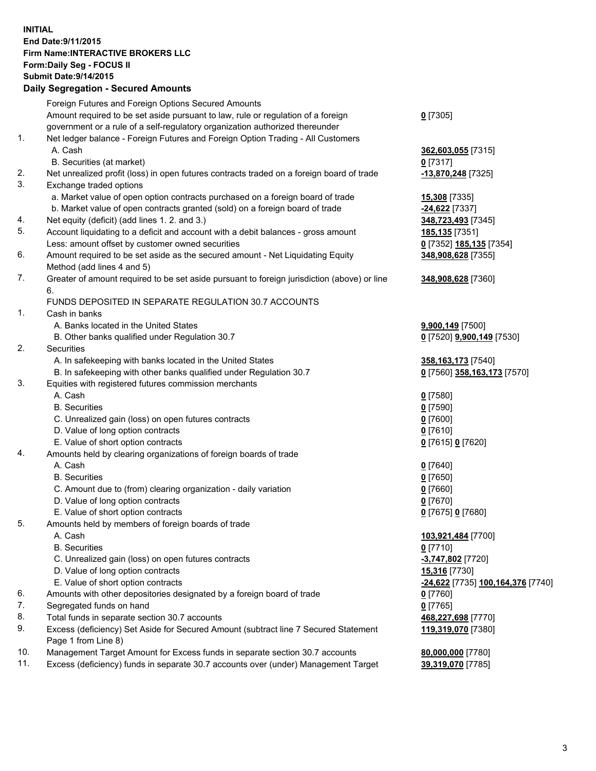**INITIAL**
**End Date:9/11/2015**
**Firm Name:INTERACTIVE BROKERS LLC**
**Form:Daily Seg - FOCUS II**
**Submit Date:9/14/2015**

## Daily Segregation - Secured Amounts

| | | |
|---|---|---|
| | Foreign Futures and Foreign Options Secured Amounts | |
| | Amount required to be set aside pursuant to law, rule or regulation of a foreign government or a rule of a self-regulatory organization authorized thereunder | **0** [7305] |
| 1. | Net ledger balance - Foreign Futures and Foreign Option Trading - All Customers | |
| | A. Cash | **362,603,055** [7315] |
| | B. Securities (at market) | **0** [7317] |
| 2. | Net unrealized profit (loss) in open futures contracts traded on a foreign board of trade | **-13,870,248** [7325] |
| 3. | Exchange traded options | |
| | a. Market value of open option contracts purchased on a foreign board of trade | **15,308** [7335] |
| | b. Market value of open contracts granted (sold) on a foreign board of trade | **-24,622** [7337] |
| 4. | Net equity (deficit) (add lines 1. 2. and 3.) | **348,723,493** [7345] |
| 5. | Account liquidating to a deficit and account with a debit balances - gross amount | **185,135** [7351] |
| | Less: amount offset by customer owned securities | **0** [7352] **185,135** [7354] |
| 6. | Amount required to be set aside as the secured amount - Net Liquidating Equity Method (add lines 4 and 5) | **348,908,628** [7355] |
| 7. | Greater of amount required to be set aside pursuant to foreign jurisdiction (above) or line 6. | **348,908,628** [7360] |
| | FUNDS DEPOSITED IN SEPARATE REGULATION 30.7 ACCOUNTS | |
| 1. | Cash in banks | |
| | A. Banks located in the United States | **9,900,149** [7500] |
| | B. Other banks qualified under Regulation 30.7 | **0** [7520] **9,900,149** [7530] |
| 2. | Securities | |
| | A. In safekeeping with banks located in the United States | **358,163,173** [7540] |
| | B. In safekeeping with other banks qualified under Regulation 30.7 | **0** [7560] **358,163,173** [7570] |
| 3. | Equities with registered futures commission merchants | |
| | A. Cash | **0** [7580] |
| | B. Securities | **0** [7590] |
| | C. Unrealized gain (loss) on open futures contracts | **0** [7600] |
| | D. Value of long option contracts | **0** [7610] |
| | E. Value of short option contracts | **0** [7615] **0** [7620] |
| 4. | Amounts held by clearing organizations of foreign boards of trade | |
| | A. Cash | **0** [7640] |
| | B. Securities | **0** [7650] |
| | C. Amount due to (from) clearing organization - daily variation | **0** [7660] |
| | D. Value of long option contracts | **0** [7670] |
| | E. Value of short option contracts | **0** [7675] **0** [7680] |
| 5. | Amounts held by members of foreign boards of trade | |
| | A. Cash | **103,921,484** [7700] |
| | B. Securities | **0** [7710] |
| | C. Unrealized gain (loss) on open futures contracts | **-3,747,802** [7720] |
| | D. Value of long option contracts | **15,316** [7730] |
| | E. Value of short option contracts | **-24,622** [7735] **100,164,376** [7740] |
| 6. | Amounts with other depositories designated by a foreign board of trade | **0** [7760] |
| 7. | Segregated funds on hand | **0** [7765] |
| 8. | Total funds in separate section 30.7 accounts | **468,227,698** [7770] |
| 9. | Excess (deficiency) Set Aside for Secured Amount (subtract line 7 Secured Statement Page 1 from Line 8) | **119,319,070** [7380] |
| 10. | Management Target Amount for Excess funds in separate section 30.7 accounts | **80,000,000** [7780] |
| 11. | Excess (deficiency) funds in separate 30.7 accounts over (under) Management Target | **39,319,070** [7785] |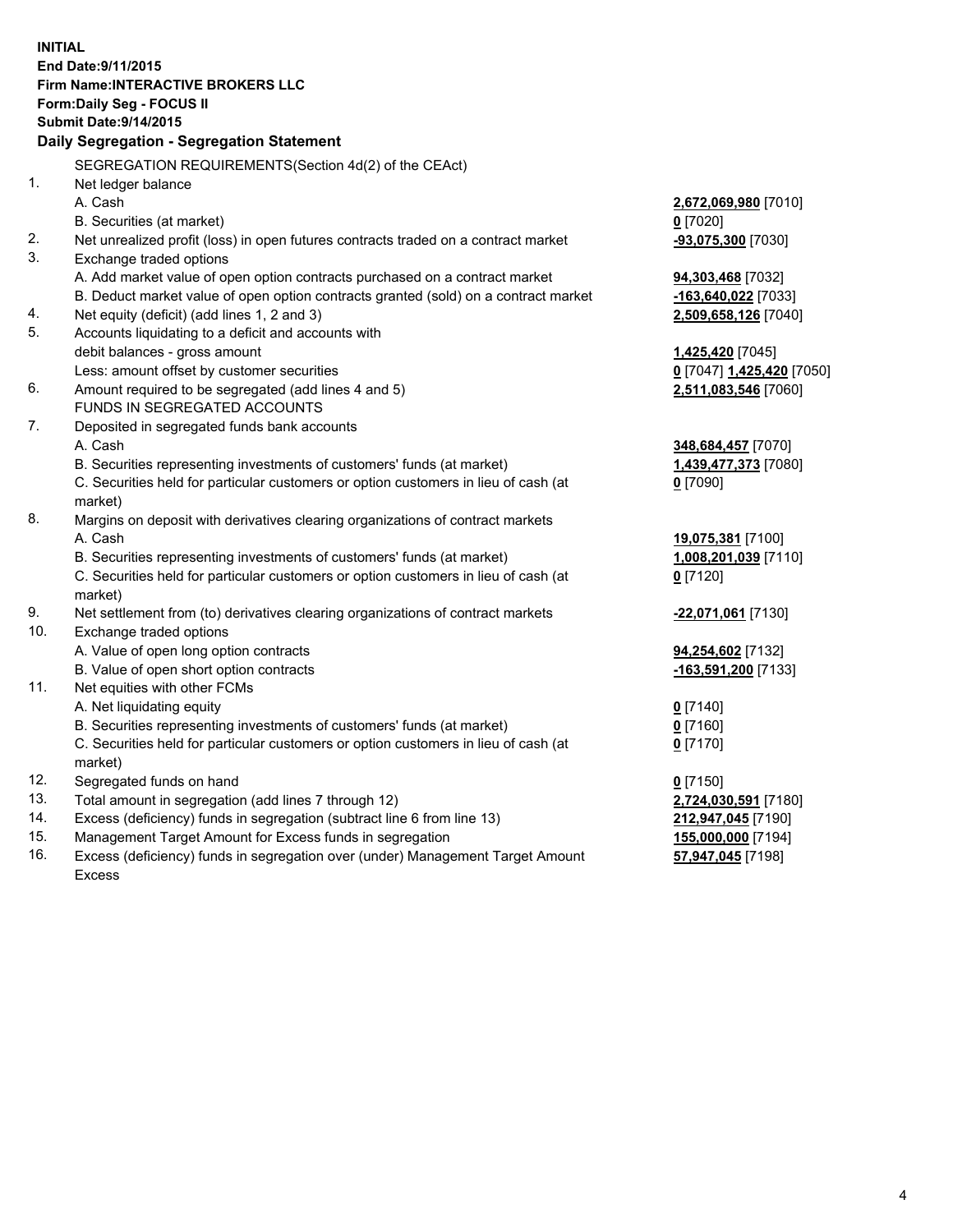**INITIAL**
**End Date:9/11/2015**
**Firm Name:INTERACTIVE BROKERS LLC**
**Form:Daily Seg - FOCUS II**
**Submit Date:9/14/2015**

**Daily Segregation - Segregation Statement**

| | | |
|---|---|---|
| | SEGREGATION REQUIREMENTS(Section 4d(2) of the CEAct) | |
| 1. | Net ledger balance | |
| | A. Cash | **2,672,069,980** [7010] |
| | B. Securities (at market) | **0** [7020] |
| 2. | Net unrealized profit (loss) in open futures contracts traded on a contract market | **-93,075,300** [7030] |
| 3. | Exchange traded options | |
| | A. Add market value of open option contracts purchased on a contract market | **94,303,468** [7032] |
| | B. Deduct market value of open option contracts granted (sold) on a contract market | **-163,640,022** [7033] |
| 4. | Net equity (deficit) (add lines 1, 2 and 3) | **2,509,658,126** [7040] |
| 5. | Accounts liquidating to a deficit and accounts with | |
| | debit balances - gross amount | **1,425,420** [7045] |
| | Less: amount offset by customer securities | **0** [7047] **1,425,420** [7050] |
| 6. | Amount required to be segregated (add lines 4 and 5) | **2,511,083,546** [7060] |
| | FUNDS IN SEGREGATED ACCOUNTS | |
| 7. | Deposited in segregated funds bank accounts | |
| | A. Cash | **348,684,457** [7070] |
| | B. Securities representing investments of customers' funds (at market) | **1,439,477,373** [7080] |
| | C. Securities held for particular customers or option customers in lieu of cash (at market) | **0** [7090] |
| 8. | Margins on deposit with derivatives clearing organizations of contract markets | |
| | A. Cash | **19,075,381** [7100] |
| | B. Securities representing investments of customers' funds (at market) | **1,008,201,039** [7110] |
| | C. Securities held for particular customers or option customers in lieu of cash (at market) | **0** [7120] |
| 9. | Net settlement from (to) derivatives clearing organizations of contract markets | **-22,071,061** [7130] |
| 10. | Exchange traded options | |
| | A. Value of open long option contracts | **94,254,602** [7132] |
| | B. Value of open short option contracts | **-163,591,200** [7133] |
| 11. | Net equities with other FCMs | |
| | A. Net liquidating equity | **0** [7140] |
| | B. Securities representing investments of customers' funds (at market) | **0** [7160] |
| | C. Securities held for particular customers or option customers in lieu of cash (at market) | **0** [7170] |
| 12. | Segregated funds on hand | **0** [7150] |
| 13. | Total amount in segregation (add lines 7 through 12) | **2,724,030,591** [7180] |
| 14. | Excess (deficiency) funds in segregation (subtract line 6 from line 13) | **212,947,045** [7190] |
| 15. | Management Target Amount for Excess funds in segregation | **155,000,000** [7194] |
| 16. | Excess (deficiency) funds in segregation over (under) Management Target Amount Excess | **57,947,045** [7198] |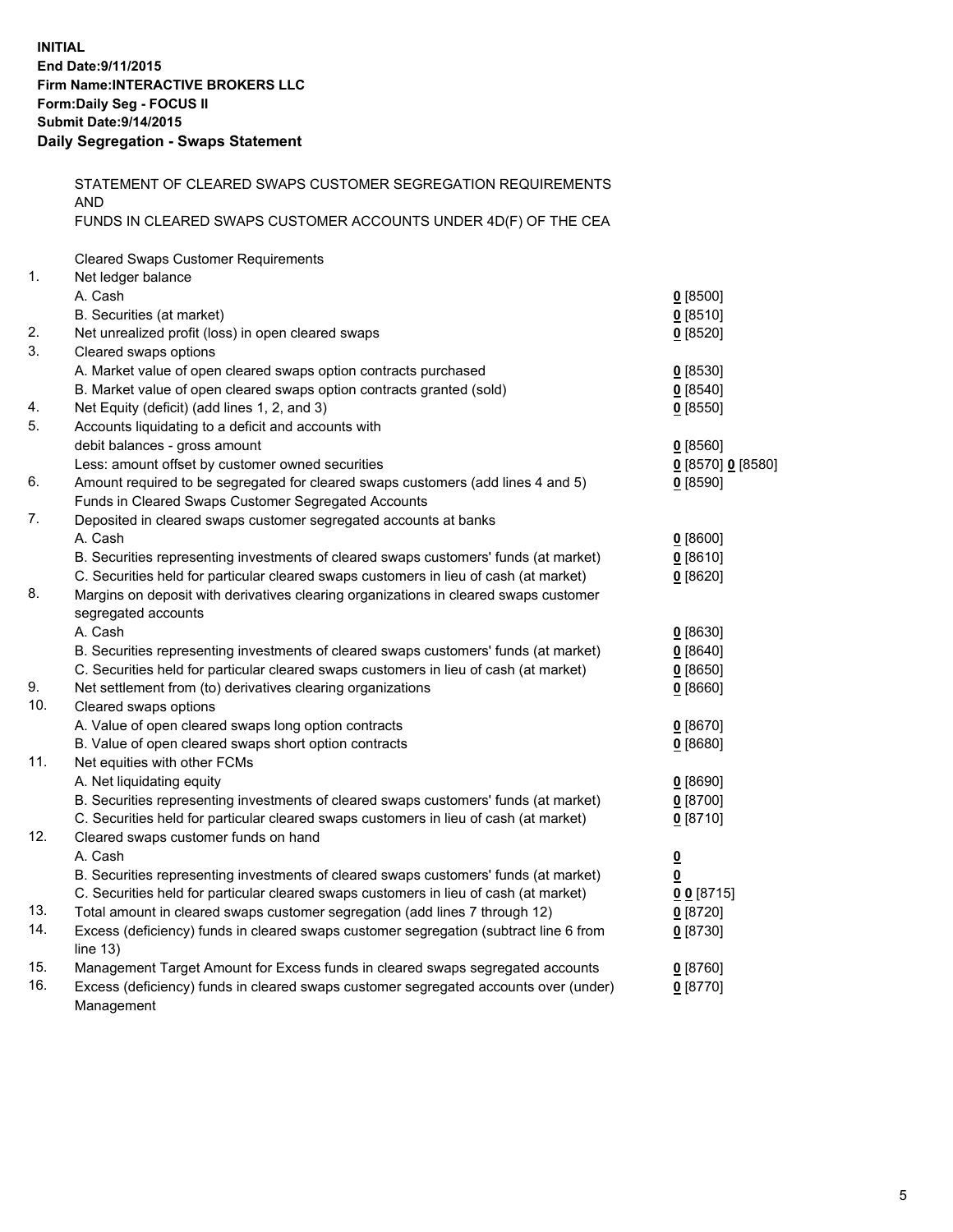**INITIAL**
**End Date:9/11/2015**
**Firm Name:INTERACTIVE BROKERS LLC**
**Form:Daily Seg - FOCUS II**
**Submit Date:9/14/2015**
**Daily Segregation - Swaps Statement**

STATEMENT OF CLEARED SWAPS CUSTOMER SEGREGATION REQUIREMENTS AND FUNDS IN CLEARED SWAPS CUSTOMER ACCOUNTS UNDER 4D(F) OF THE CEA

| | | |
|---|---|---|
| | Cleared Swaps Customer Requirements | |
| 1. | Net ledger balance | |
| | A. Cash | 0 [8500] |
| | B. Securities (at market) | 0 [8510] |
| 2. | Net unrealized profit (loss) in open cleared swaps | 0 [8520] |
| 3. | Cleared swaps options | |
| | A. Market value of open cleared swaps option contracts purchased | 0 [8530] |
| | B. Market value of open cleared swaps option contracts granted (sold) | 0 [8540] |
| 4. | Net Equity (deficit) (add lines 1, 2, and 3) | 0 [8550] |
| 5. | Accounts liquidating to a deficit and accounts with debit balances - gross amount | 0 [8560] |
| | Less: amount offset by customer owned securities | 0 [8570] 0 [8580] |
| 6. | Amount required to be segregated for cleared swaps customers (add lines 4 and 5) | 0 [8590] |
| | Funds in Cleared Swaps Customer Segregated Accounts | |
| 7. | Deposited in cleared swaps customer segregated accounts at banks | |
| | A. Cash | 0 [8600] |
| | B. Securities representing investments of cleared swaps customers' funds (at market) | 0 [8610] |
| | C. Securities held for particular cleared swaps customers in lieu of cash (at market) | 0 [8620] |
| 8. | Margins on deposit with derivatives clearing organizations in cleared swaps customer segregated accounts | |
| | A. Cash | 0 [8630] |
| | B. Securities representing investments of cleared swaps customers' funds (at market) | 0 [8640] |
| | C. Securities held for particular cleared swaps customers in lieu of cash (at market) | 0 [8650] |
| 9. | Net settlement from (to) derivatives clearing organizations | 0 [8660] |
| 10. | Cleared swaps options | |
| | A. Value of open cleared swaps long option contracts | 0 [8670] |
| | B. Value of open cleared swaps short option contracts | 0 [8680] |
| 11. | Net equities with other FCMs | |
| | A. Net liquidating equity | 0 [8690] |
| | B. Securities representing investments of cleared swaps customers' funds (at market) | 0 [8700] |
| | C. Securities held for particular cleared swaps customers in lieu of cash (at market) | 0 [8710] |
| 12. | Cleared swaps customer funds on hand | |
| | A. Cash | 0 |
| | B. Securities representing investments of cleared swaps customers' funds (at market) | 0 |
| | C. Securities held for particular cleared swaps customers in lieu of cash (at market) | 0 0 [8715] |
| 13. | Total amount in cleared swaps customer segregation (add lines 7 through 12) | 0 [8720] |
| 14. | Excess (deficiency) funds in cleared swaps customer segregation (subtract line 6 from line 13) | 0 [8730] |
| 15. | Management Target Amount for Excess funds in cleared swaps segregated accounts | 0 [8760] |
| 16. | Excess (deficiency) funds in cleared swaps customer segregated accounts over (under) Management | 0 [8770] |